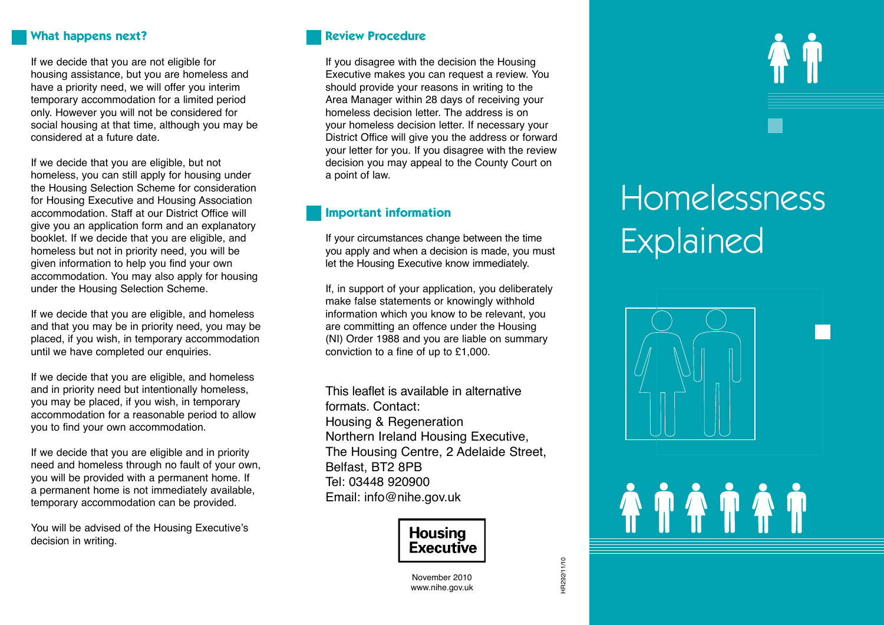## What happens next?

If we decide that you are not eligible for housing assistance, but you are homeless and have a priority need, we will offer you interim temporary accommodation for a limited period only. However you will not be considered for social housing at that time, although you may be considered at a future date.

If we decide that you are eligible, but not homeless, you can still apply for housing under the Housing Selection Scheme for consideration for Housing Executive and Housing Association accommodation. Staff at our District Office will give you an application form and an explanatory booklet. If we decide that you are eligible, and homeless but not in priority need, you will be given information to help you find your own accommodation. You may also apply for housing under the Housing Selection Scheme.

If we decide that you are eligible, and homeless and that you may be in priority need, you may be placed, if you wish, in temporary accommodation until we have completed our enquiries.

If we decide that you are eligible, and homeless and in priority need but intentionally homeless, you may be placed, if you wish, in temporary accommodation for a reasonable period to allow you to find your own accommodation.

If we decide that you are eligible and in priority need and homeless through no fault of your own, you will be provided with a permanent home. If a permanent home is not immediately available, temporary accommodation can be provided.

You will be advised of the Housing Executive's decision in writing.

## Review Procedure

If you disagree with the decision the Housing Executive makes you can request a review. You should provide your reasons in writing to the Area Manager within 28 days of receiving your homeless decision letter. The address is on your homeless decision letter. If necessary your District Office will give you the address or forward your letter for you. If you disagree with the review decision you may appeal to the County Court on a point of law.

## Important information

If your circumstances change between the time you apply and when a decision is made, you must let the Housing Executive know immediately.

If, in support of your application, you deliberately make false statements or knowingly withhold information which you know to be relevant, you are committing an offence under the Housing (NI) Order 1988 and you are liable on summary conviction to a fine of up to £1,000.

This leaflet is available in alternative formats. Contact:
Housing & Regeneration
Northern Ireland Housing Executive,
The Housing Centre, 2 Adelaide Street,
Belfast, BT2 8PB
Tel: 03448 920900
Email: info@nihe.gov.uk

**Housing Executive**

November 2010
www.nihe.gov.uk

HR292/11/10

# Homelessness Explained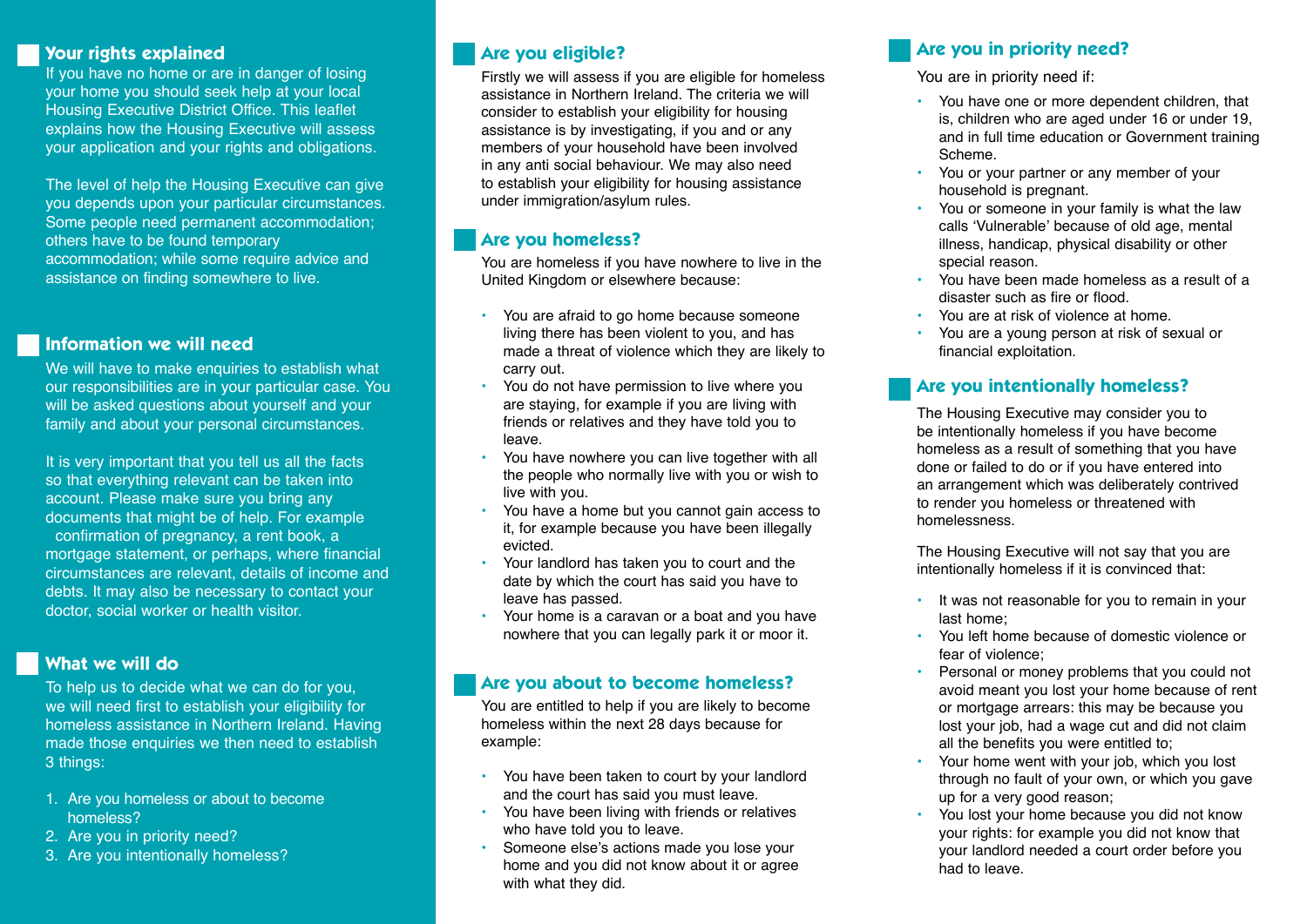## Your rights explained

If you have no home or are in danger of losing your home you should seek help at your local Housing Executive District Office. This leaflet explains how the Housing Executive will assess your application and your rights and obligations.

The level of help the Housing Executive can give you depends upon your particular circumstances. Some people need permanent accommodation; others have to be found temporary accommodation; while some require advice and assistance on finding somewhere to live.

## Information we will need

We will have to make enquiries to establish what our responsibilities are in your particular case. You will be asked questions about yourself and your family and about your personal circumstances.

It is very important that you tell us all the facts so that everything relevant can be taken into account. Please make sure you bring any documents that might be of help. For example confirmation of pregnancy, a rent book, a mortgage statement, or perhaps, where financial circumstances are relevant, details of income and debts. It may also be necessary to contact your doctor, social worker or health visitor.

## What we will do

To help us to decide what we can do for you, we will need first to establish your eligibility for homeless assistance in Northern Ireland. Having made those enquiries we then need to establish 3 things:

1. Are you homeless or about to become homeless?
2. Are you in priority need?
3. Are you intentionally homeless?

## Are you eligible?

Firstly we will assess if you are eligible for homeless assistance in Northern Ireland. The criteria we will consider to establish your eligibility for housing assistance is by investigating, if you and or any members of your household have been involved in any anti social behaviour. We may also need to establish your eligibility for housing assistance under immigration/asylum rules.

## Are you homeless?

You are homeless if you have nowhere to live in the United Kingdom or elsewhere because:

- You are afraid to go home because someone living there has been violent to you, and has made a threat of violence which they are likely to carry out.
- You do not have permission to live where you are staying, for example if you are living with friends or relatives and they have told you to leave.
- You have nowhere you can live together with all the people who normally live with you or wish to live with you.
- You have a home but you cannot gain access to it, for example because you have been illegally evicted.
- Your landlord has taken you to court and the date by which the court has said you have to leave has passed.
- Your home is a caravan or a boat and you have nowhere that you can legally park it or moor it.

## Are you about to become homeless?

You are entitled to help if you are likely to become homeless within the next 28 days because for example:

- You have been taken to court by your landlord and the court has said you must leave.
- You have been living with friends or relatives who have told you to leave.
- Someone else's actions made you lose your home and you did not know about it or agree with what they did.

## Are you in priority need?

You are in priority need if:

- You have one or more dependent children, that is, children who are aged under 16 or under 19, and in full time education or Government training Scheme.
- You or your partner or any member of your household is pregnant.
- You or someone in your family is what the law calls 'Vulnerable' because of old age, mental illness, handicap, physical disability or other special reason.
- You have been made homeless as a result of a disaster such as fire or flood.
- You are at risk of violence at home.
- You are a young person at risk of sexual or financial exploitation.

## Are you intentionally homeless?

The Housing Executive may consider you to be intentionally homeless if you have become homeless as a result of something that you have done or failed to do or if you have entered into an arrangement which was deliberately contrived to render you homeless or threatened with homelessness.

The Housing Executive will not say that you are intentionally homeless if it is convinced that:

- It was not reasonable for you to remain in your last home;
- You left home because of domestic violence or fear of violence;
- Personal or money problems that you could not avoid meant you lost your home because of rent or mortgage arrears: this may be because you lost your job, had a wage cut and did not claim all the benefits you were entitled to;
- Your home went with your job, which you lost through no fault of your own, or which you gave up for a very good reason;
- You lost your home because you did not know your rights: for example you did not know that your landlord needed a court order before you had to leave.